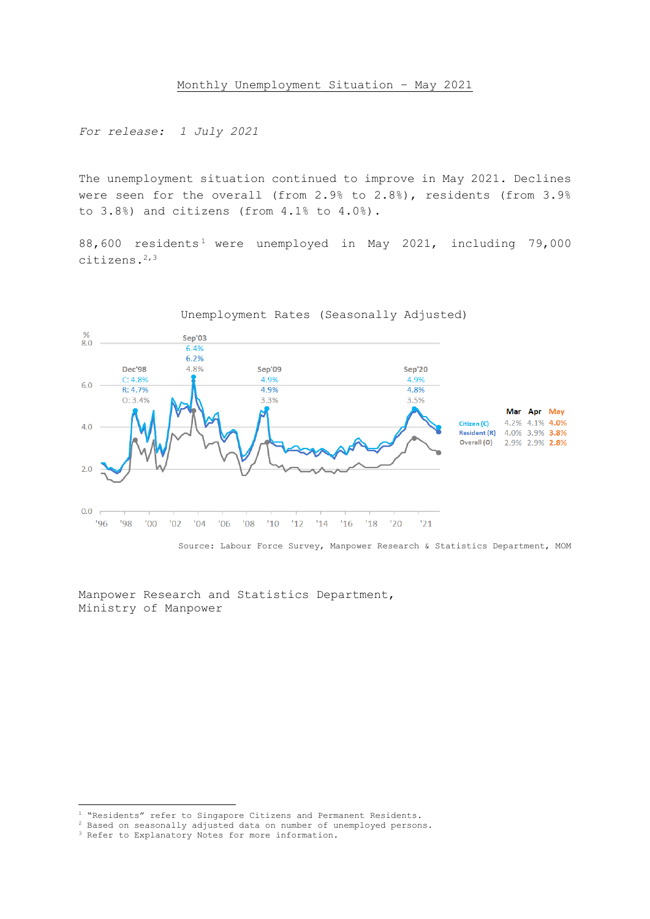# Monthly Unemployment Situation – May 2021

*For release: 1 July 2021*

The unemployment situation continued to improve in May 2021. Declines were seen for the overall (from 2.9% to 2.8%), residents (from 3.9% to 3.8%) and citizens (from 4.1% to 4.0%).

88,600 residents[1] were unemployed in May 2021, including 79,000 citizens.[2,3]

Unemployment Rates (Seasonally Adjusted)

| | Mar | Apr | May |
|---|---|---|---|
| Citizen (C) | 4.2% | 4.1% | 4.0% |
| Resident (R) | 4.0% | 3.9% | 3.8% |
| Overall (O) | 2.9% | 2.9% | 2.8% |

Source: Labour Force Survey, Manpower Research & Statistics Department, MOM

Manpower Research and Statistics Department,
Ministry of Manpower

---

[1] "Residents" refer to Singapore Citizens and Permanent Residents.
[2] Based on seasonally adjusted data on number of unemployed persons.
[3] Refer to Explanatory Notes for more information.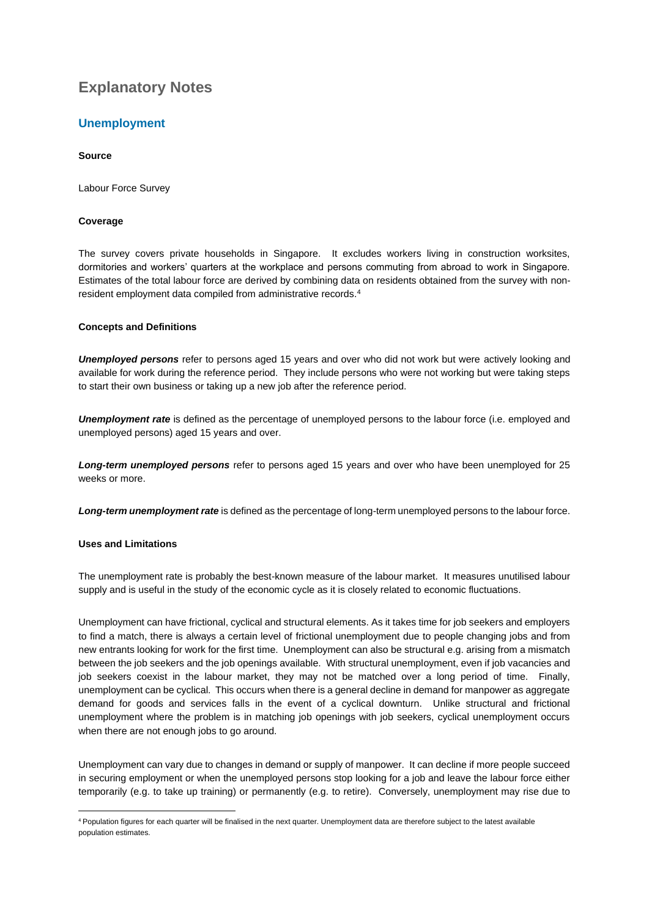# Explanatory Notes

## Unemployment

**Source**

Labour Force Survey

**Coverage**

The survey covers private households in Singapore. It excludes workers living in construction worksites, dormitories and workers' quarters at the workplace and persons commuting from abroad to work in Singapore. Estimates of the total labour force are derived by combining data on residents obtained from the survey with non-resident employment data compiled from administrative records.[4]

**Concepts and Definitions**

***Unemployed persons*** refer to persons aged 15 years and over who did not work but were actively looking and available for work during the reference period. They include persons who were not working but were taking steps to start their own business or taking up a new job after the reference period.

***Unemployment rate*** is defined as the percentage of unemployed persons to the labour force (i.e. employed and unemployed persons) aged 15 years and over.

***Long-term unemployed persons*** refer to persons aged 15 years and over who have been unemployed for 25 weeks or more.

***Long-term unemployment rate*** is defined as the percentage of long-term unemployed persons to the labour force.

**Uses and Limitations**

The unemployment rate is probably the best-known measure of the labour market. It measures unutilised labour supply and is useful in the study of the economic cycle as it is closely related to economic fluctuations.

Unemployment can have frictional, cyclical and structural elements. As it takes time for job seekers and employers to find a match, there is always a certain level of frictional unemployment due to people changing jobs and from new entrants looking for work for the first time. Unemployment can also be structural e.g. arising from a mismatch between the job seekers and the job openings available. With structural unemployment, even if job vacancies and job seekers coexist in the labour market, they may not be matched over a long period of time. Finally, unemployment can be cyclical. This occurs when there is a general decline in demand for manpower as aggregate demand for goods and services falls in the event of a cyclical downturn. Unlike structural and frictional unemployment where the problem is in matching job openings with job seekers, cyclical unemployment occurs when there are not enough jobs to go around.

Unemployment can vary due to changes in demand or supply of manpower. It can decline if more people succeed in securing employment or when the unemployed persons stop looking for a job and leave the labour force either temporarily (e.g. to take up training) or permanently (e.g. to retire). Conversely, unemployment may rise due to

[4] Population figures for each quarter will be finalised in the next quarter. Unemployment data are therefore subject to the latest available population estimates.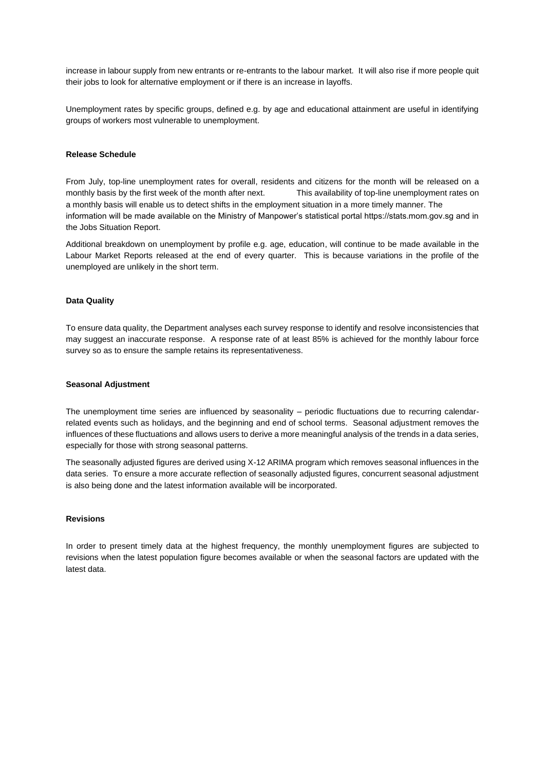increase in labour supply from new entrants or re-entrants to the labour market. It will also rise if more people quit their jobs to look for alternative employment or if there is an increase in layoffs.

Unemployment rates by specific groups, defined e.g. by age and educational attainment are useful in identifying groups of workers most vulnerable to unemployment.

**Release Schedule**

From July, top-line unemployment rates for overall, residents and citizens for the month will be released on a monthly basis by the first week of the month after next. This availability of top-line unemployment rates on a monthly basis will enable us to detect shifts in the employment situation in a more timely manner. The information will be made available on the Ministry of Manpower's statistical portal https://stats.mom.gov.sg and in the Jobs Situation Report.

Additional breakdown on unemployment by profile e.g. age, education, will continue to be made available in the Labour Market Reports released at the end of every quarter. This is because variations in the profile of the unemployed are unlikely in the short term.

**Data Quality**

To ensure data quality, the Department analyses each survey response to identify and resolve inconsistencies that may suggest an inaccurate response. A response rate of at least 85% is achieved for the monthly labour force survey so as to ensure the sample retains its representativeness.

**Seasonal Adjustment**

The unemployment time series are influenced by seasonality – periodic fluctuations due to recurring calendar-related events such as holidays, and the beginning and end of school terms. Seasonal adjustment removes the influences of these fluctuations and allows users to derive a more meaningful analysis of the trends in a data series, especially for those with strong seasonal patterns.

The seasonally adjusted figures are derived using X-12 ARIMA program which removes seasonal influences in the data series. To ensure a more accurate reflection of seasonally adjusted figures, concurrent seasonal adjustment is also being done and the latest information available will be incorporated.

**Revisions**

In order to present timely data at the highest frequency, the monthly unemployment figures are subjected to revisions when the latest population figure becomes available or when the seasonal factors are updated with the latest data.